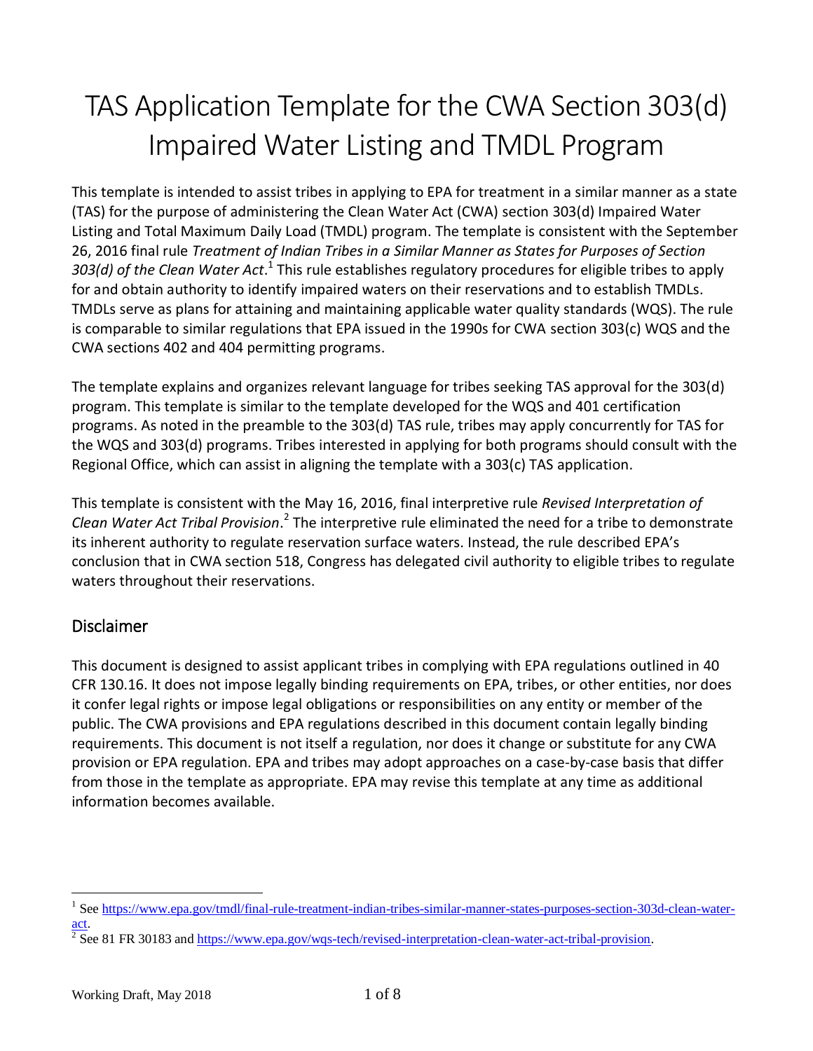# TAS Application Template for the CWA Section 303(d) Impaired Water Listing and TMDL Program

This template is intended to assist tribes in applying to EPA for treatment in a similar manner as a state (TAS) for the purpose of administering the Clean Water Act (CWA) section 303(d) Impaired Water Listing and Total Maximum Daily Load (TMDL) program. The template is consistent with the September 26, 2016 final rule *Treatment of Indian Tribes in a Similar Manner as States for Purposes of Section 303(d) of the Clean Water Act*.[1] This rule establishes regulatory procedures for eligible tribes to apply for and obtain authority to identify impaired waters on their reservations and to establish TMDLs. TMDLs serve as plans for attaining and maintaining applicable water quality standards (WQS). The rule is comparable to similar regulations that EPA issued in the 1990s for CWA section 303(c) WQS and the CWA sections 402 and 404 permitting programs.

The template explains and organizes relevant language for tribes seeking TAS approval for the 303(d) program. This template is similar to the template developed for the WQS and 401 certification programs. As noted in the preamble to the 303(d) TAS rule, tribes may apply concurrently for TAS for the WQS and 303(d) programs. Tribes interested in applying for both programs should consult with the Regional Office, which can assist in aligning the template with a 303(c) TAS application.

This template is consistent with the May 16, 2016, final interpretive rule *Revised Interpretation of Clean Water Act Tribal Provision*.[2] The interpretive rule eliminated the need for a tribe to demonstrate its inherent authority to regulate reservation surface waters. Instead, the rule described EPA's conclusion that in CWA section 518, Congress has delegated civil authority to eligible tribes to regulate waters throughout their reservations.

## Disclaimer

This document is designed to assist applicant tribes in complying with EPA regulations outlined in 40 CFR 130.16. It does not impose legally binding requirements on EPA, tribes, or other entities, nor does it confer legal rights or impose legal obligations or responsibilities on any entity or member of the public. The CWA provisions and EPA regulations described in this document contain legally binding requirements. This document is not itself a regulation, nor does it change or substitute for any CWA provision or EPA regulation. EPA and tribes may adopt approaches on a case-by-case basis that differ from those in the template as appropriate. EPA may revise this template at any time as additional information becomes available.

---

[1] See https://www.epa.gov/tmdl/final-rule-treatment-indian-tribes-similar-manner-states-purposes-section-303d-clean-water-act.

[2] See 81 FR 30183 and https://www.epa.gov/wqs-tech/revised-interpretation-clean-water-act-tribal-provision.

Working Draft, May 2018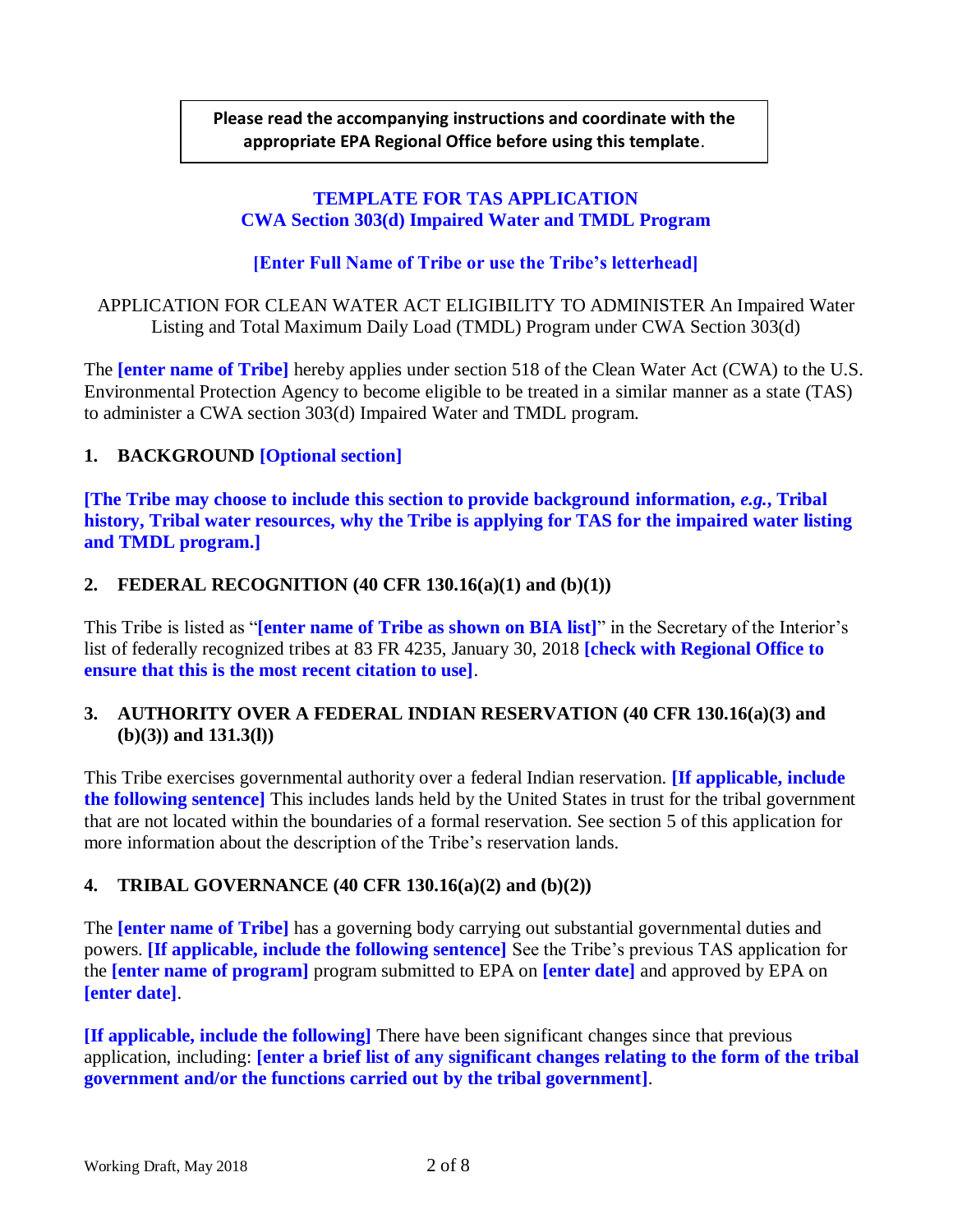**Please read the accompanying instructions and coordinate with the appropriate EPA Regional Office before using this template.**

**TEMPLATE FOR TAS APPLICATION**
**CWA Section 303(d) Impaired Water and TMDL Program**

**[Enter Full Name of Tribe or use the Tribe's letterhead]**

APPLICATION FOR CLEAN WATER ACT ELIGIBILITY TO ADMINISTER An Impaired Water Listing and Total Maximum Daily Load (TMDL) Program under CWA Section 303(d)

The **[enter name of Tribe]** hereby applies under section 518 of the Clean Water Act (CWA) to the U.S. Environmental Protection Agency to become eligible to be treated in a similar manner as a state (TAS) to administer a CWA section 303(d) Impaired Water and TMDL program.

## 1. BACKGROUND [Optional section]

**[The Tribe may choose to include this section to provide background information, *e.g.*, Tribal history, Tribal water resources, why the Tribe is applying for TAS for the impaired water listing and TMDL program.]**

## 2. FEDERAL RECOGNITION (40 CFR 130.16(a)(1) and (b)(1))

This Tribe is listed as "**[enter name of Tribe as shown on BIA list]**" in the Secretary of the Interior's list of federally recognized tribes at 83 FR 4235, January 30, 2018 **[check with Regional Office to ensure that this is the most recent citation to use]**.

## 3. AUTHORITY OVER A FEDERAL INDIAN RESERVATION (40 CFR 130.16(a)(3) and (b)(3)) and 131.3(l))

This Tribe exercises governmental authority over a federal Indian reservation. **[If applicable, include the following sentence]** This includes lands held by the United States in trust for the tribal government that are not located within the boundaries of a formal reservation. See section 5 of this application for more information about the description of the Tribe's reservation lands.

## 4. TRIBAL GOVERNANCE (40 CFR 130.16(a)(2) and (b)(2))

The **[enter name of Tribe]** has a governing body carrying out substantial governmental duties and powers. **[If applicable, include the following sentence]** See the Tribe's previous TAS application for the **[enter name of program]** program submitted to EPA on **[enter date]** and approved by EPA on **[enter date]**.

**[If applicable, include the following]** There have been significant changes since that previous application, including: **[enter a brief list of any significant changes relating to the form of the tribal government and/or the functions carried out by the tribal government]**.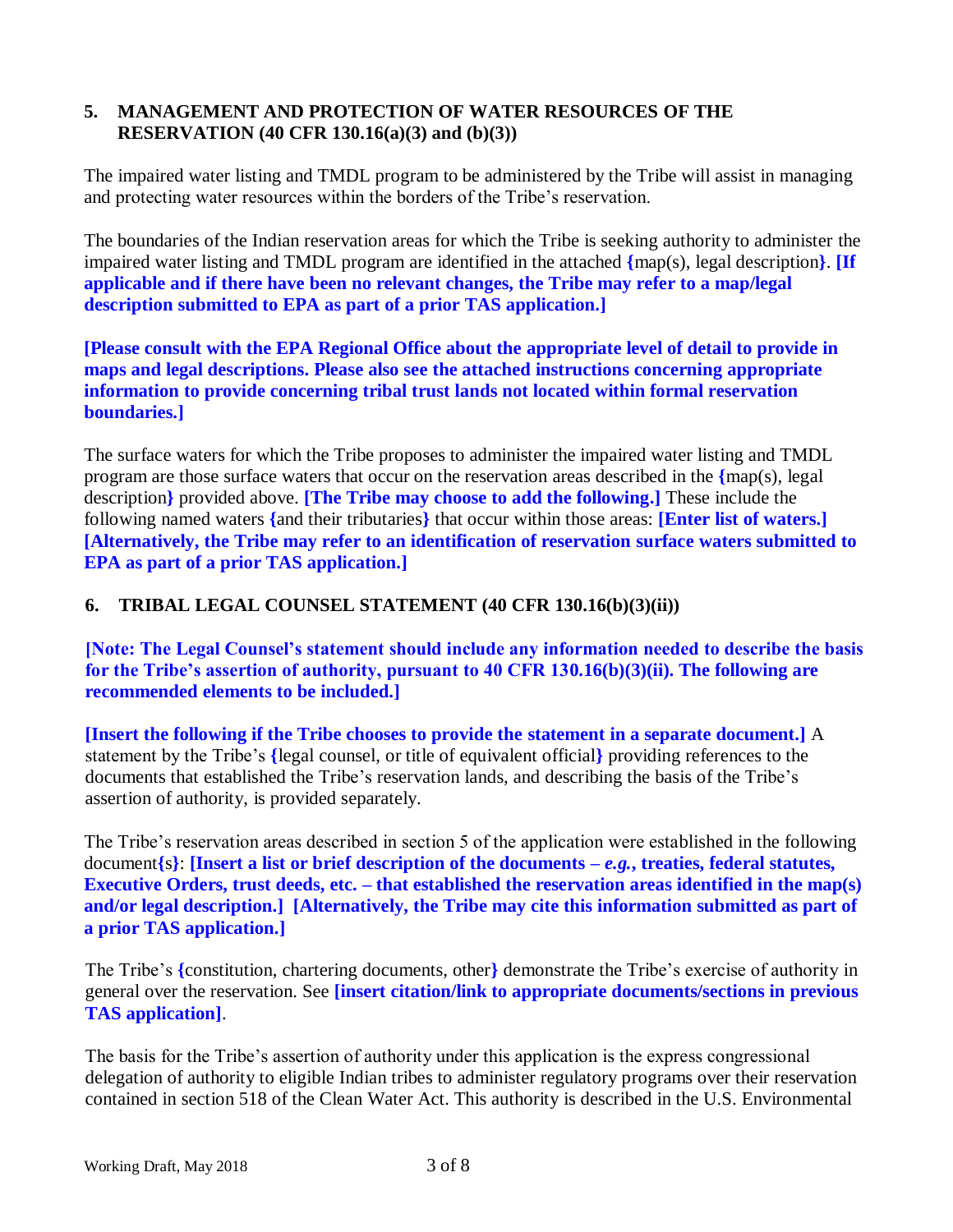## 5. MANAGEMENT AND PROTECTION OF WATER RESOURCES OF THE RESERVATION (40 CFR 130.16(a)(3) and (b)(3))

The impaired water listing and TMDL program to be administered by the Tribe will assist in managing and protecting water resources within the borders of the Tribe's reservation.

The boundaries of the Indian reservation areas for which the Tribe is seeking authority to administer the impaired water listing and TMDL program are identified in the attached **{**map(s), legal description**}**. **[If applicable and if there have been no relevant changes, the Tribe may refer to a map/legal description submitted to EPA as part of a prior TAS application.]**

**[Please consult with the EPA Regional Office about the appropriate level of detail to provide in maps and legal descriptions. Please also see the attached instructions concerning appropriate information to provide concerning tribal trust lands not located within formal reservation boundaries.]**

The surface waters for which the Tribe proposes to administer the impaired water listing and TMDL program are those surface waters that occur on the reservation areas described in the **{**map(s), legal description**}** provided above. **[The Tribe may choose to add the following.]** These include the following named waters **{**and their tributaries**}** that occur within those areas: **[Enter list of waters.] [Alternatively, the Tribe may refer to an identification of reservation surface waters submitted to EPA as part of a prior TAS application.]**

## 6. TRIBAL LEGAL COUNSEL STATEMENT (40 CFR 130.16(b)(3)(ii))

**[Note: The Legal Counsel's statement should include any information needed to describe the basis for the Tribe's assertion of authority, pursuant to 40 CFR 130.16(b)(3)(ii). The following are recommended elements to be included.]**

**[Insert the following if the Tribe chooses to provide the statement in a separate document.]** A statement by the Tribe's **{**legal counsel, or title of equivalent official**}** providing references to the documents that established the Tribe's reservation lands, and describing the basis of the Tribe's assertion of authority, is provided separately.

The Tribe's reservation areas described in section 5 of the application were established in the following document**{**s**}**: **[Insert a list or brief description of the documents – *e.g.*, treaties, federal statutes, Executive Orders, trust deeds, etc. – that established the reservation areas identified in the map(s) and/or legal description.] [Alternatively, the Tribe may cite this information submitted as part of a prior TAS application.]**

The Tribe's **{**constitution, chartering documents, other**}** demonstrate the Tribe's exercise of authority in general over the reservation. See **[insert citation/link to appropriate documents/sections in previous TAS application]**.

The basis for the Tribe's assertion of authority under this application is the express congressional delegation of authority to eligible Indian tribes to administer regulatory programs over their reservation contained in section 518 of the Clean Water Act. This authority is described in the U.S. Environmental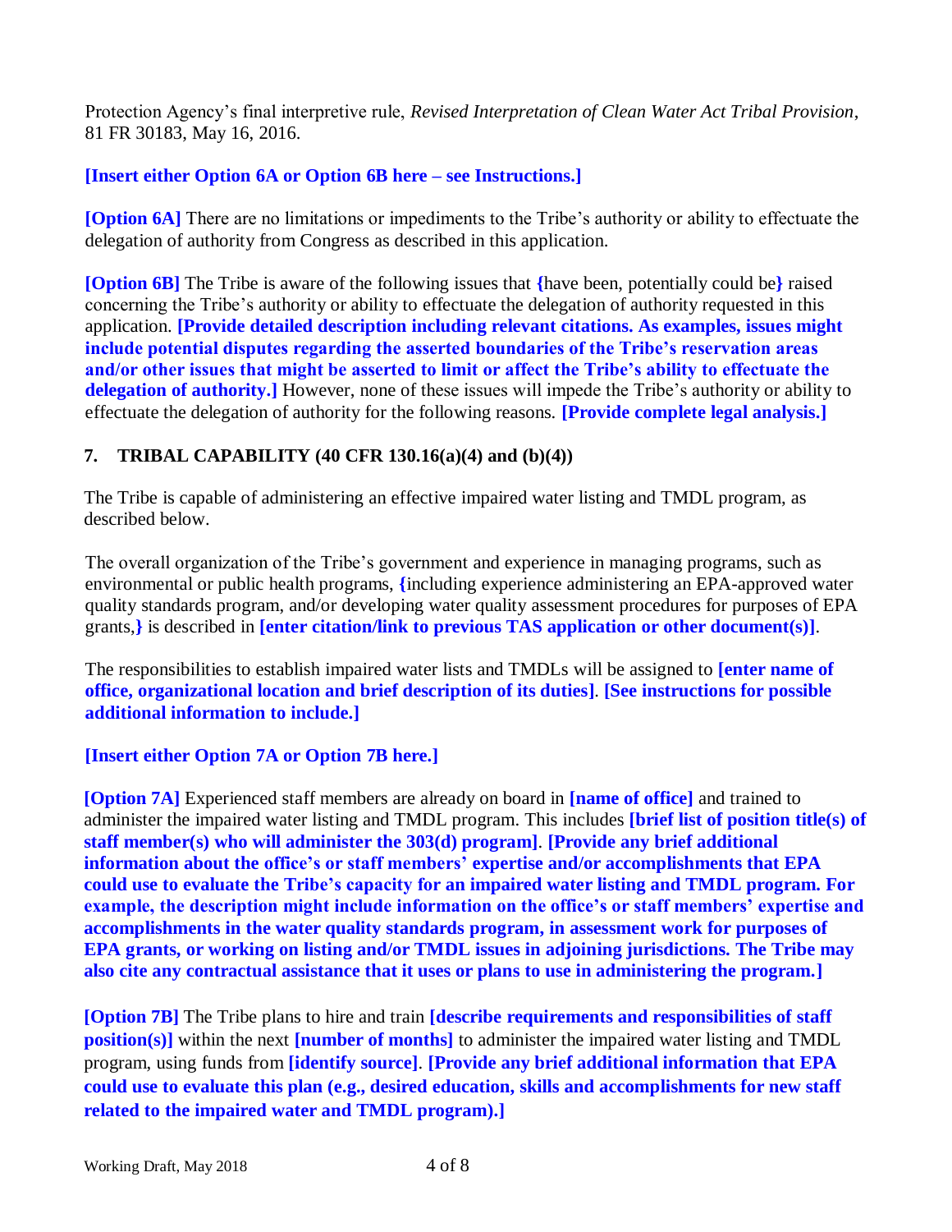Protection Agency's final interpretive rule, *Revised Interpretation of Clean Water Act Tribal Provision*, 81 FR 30183, May 16, 2016.

**[Insert either Option 6A or Option 6B here – see Instructions.]**

**[Option 6A]** There are no limitations or impediments to the Tribe's authority or ability to effectuate the delegation of authority from Congress as described in this application.

**[Option 6B]** The Tribe is aware of the following issues that **{**have been, potentially could be**}** raised concerning the Tribe's authority or ability to effectuate the delegation of authority requested in this application. **[Provide detailed description including relevant citations. As examples, issues might include potential disputes regarding the asserted boundaries of the Tribe's reservation areas and/or other issues that might be asserted to limit or affect the Tribe's ability to effectuate the delegation of authority.]** However, none of these issues will impede the Tribe's authority or ability to effectuate the delegation of authority for the following reasons. **[Provide complete legal analysis.]**

## 7. TRIBAL CAPABILITY (40 CFR 130.16(a)(4) and (b)(4))

The Tribe is capable of administering an effective impaired water listing and TMDL program, as described below.

The overall organization of the Tribe's government and experience in managing programs, such as environmental or public health programs, **{**including experience administering an EPA-approved water quality standards program, and/or developing water quality assessment procedures for purposes of EPA grants,**}** is described in **[enter citation/link to previous TAS application or other document(s)]**.

The responsibilities to establish impaired water lists and TMDLs will be assigned to **[enter name of office, organizational location and brief description of its duties]**. **[See instructions for possible additional information to include.]**

**[Insert either Option 7A or Option 7B here.]**

**[Option 7A]** Experienced staff members are already on board in **[name of office]** and trained to administer the impaired water listing and TMDL program. This includes **[brief list of position title(s) of staff member(s) who will administer the 303(d) program]**. **[Provide any brief additional information about the office's or staff members' expertise and/or accomplishments that EPA could use to evaluate the Tribe's capacity for an impaired water listing and TMDL program. For example, the description might include information on the office's or staff members' expertise and accomplishments in the water quality standards program, in assessment work for purposes of EPA grants, or working on listing and/or TMDL issues in adjoining jurisdictions. The Tribe may also cite any contractual assistance that it uses or plans to use in administering the program.]**

**[Option 7B]** The Tribe plans to hire and train **[describe requirements and responsibilities of staff position(s)]** within the next **[number of months]** to administer the impaired water listing and TMDL program, using funds from **[identify source]**. **[Provide any brief additional information that EPA could use to evaluate this plan (e.g., desired education, skills and accomplishments for new staff related to the impaired water and TMDL program).]**

Working Draft, May 2018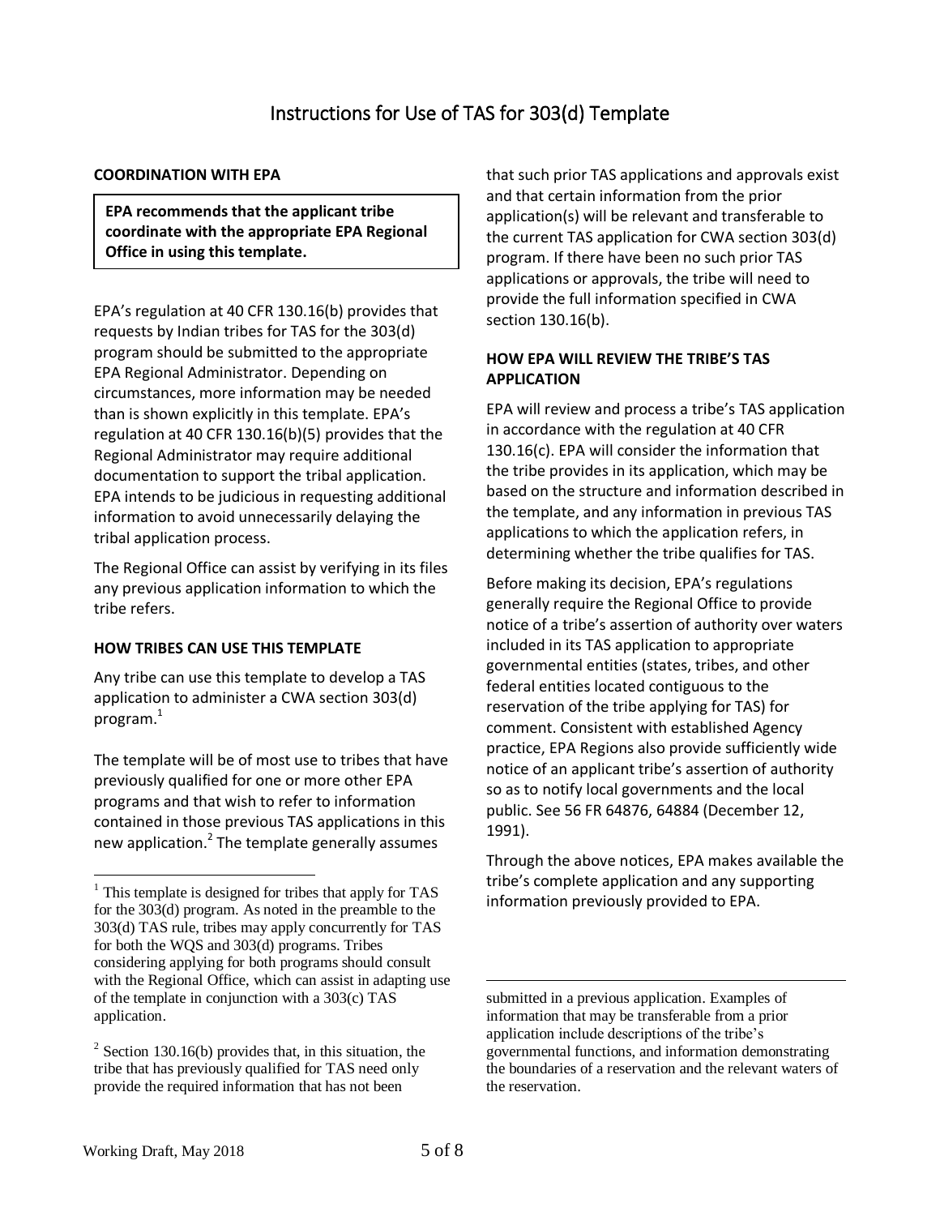# Instructions for Use of TAS for 303(d) Template

## COORDINATION WITH EPA

**EPA recommends that the applicant tribe coordinate with the appropriate EPA Regional Office in using this template.**

EPA's regulation at 40 CFR 130.16(b) provides that requests by Indian tribes for TAS for the 303(d) program should be submitted to the appropriate EPA Regional Administrator. Depending on circumstances, more information may be needed than is shown explicitly in this template. EPA's regulation at 40 CFR 130.16(b)(5) provides that the Regional Administrator may require additional documentation to support the tribal application. EPA intends to be judicious in requesting additional information to avoid unnecessarily delaying the tribal application process.

The Regional Office can assist by verifying in its files any previous application information to which the tribe refers.

## HOW TRIBES CAN USE THIS TEMPLATE

Any tribe can use this template to develop a TAS application to administer a CWA section 303(d) program.[1]

The template will be of most use to tribes that have previously qualified for one or more other EPA programs and that wish to refer to information contained in those previous TAS applications in this new application.[2] The template generally assumes that such prior TAS applications and approvals exist and that certain information from the prior application(s) will be relevant and transferable to the current TAS application for CWA section 303(d) program. If there have been no such prior TAS applications or approvals, the tribe will need to provide the full information specified in CWA section 130.16(b).

## HOW EPA WILL REVIEW THE TRIBE'S TAS APPLICATION

EPA will review and process a tribe's TAS application in accordance with the regulation at 40 CFR 130.16(c). EPA will consider the information that the tribe provides in its application, which may be based on the structure and information described in the template, and any information in previous TAS applications to which the application refers, in determining whether the tribe qualifies for TAS.

Before making its decision, EPA's regulations generally require the Regional Office to provide notice of a tribe's assertion of authority over waters included in its TAS application to appropriate governmental entities (states, tribes, and other federal entities located contiguous to the reservation of the tribe applying for TAS) for comment. Consistent with established Agency practice, EPA Regions also provide sufficiently wide notice of an applicant tribe's assertion of authority so as to notify local governments and the local public. See 56 FR 64876, 64884 (December 12, 1991).

Through the above notices, EPA makes available the tribe's complete application and any supporting information previously provided to EPA.

---

[1] This template is designed for tribes that apply for TAS for the 303(d) program. As noted in the preamble to the 303(d) TAS rule, tribes may apply concurrently for TAS for both the WQS and 303(d) programs. Tribes considering applying for both programs should consult with the Regional Office, which can assist in adapting use of the template in conjunction with a 303(c) TAS application.

[2] Section 130.16(b) provides that, in this situation, the tribe that has previously qualified for TAS need only provide the required information that has not been submitted in a previous application. Examples of information that may be transferable from a prior application include descriptions of the tribe's governmental functions, and information demonstrating the boundaries of a reservation and the relevant waters of the reservation.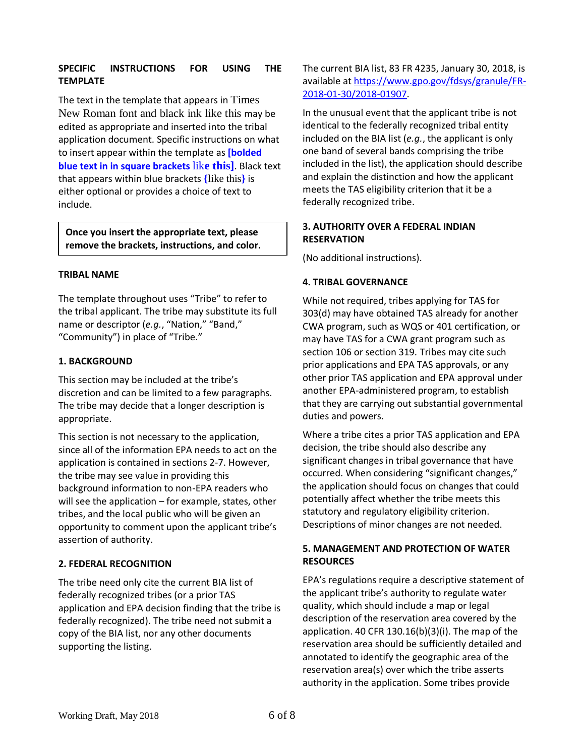### SPECIFIC INSTRUCTIONS FOR USING THE TEMPLATE

The text in the template that appears in Times New Roman font and black ink like this may be edited as appropriate and inserted into the tribal application document. Specific instructions on what to insert appear within the template as **[bolded blue text in in square brackets like this]**. Black text that appears within blue brackets {like this} is either optional or provides a choice of text to include.

> **Once you insert the appropriate text, please remove the brackets, instructions, and color.**

### TRIBAL NAME

The template throughout uses "Tribe" to refer to the tribal applicant. The tribe may substitute its full name or descriptor (*e.g.*, "Nation," "Band," "Community") in place of "Tribe."

### 1. BACKGROUND

This section may be included at the tribe's discretion and can be limited to a few paragraphs. The tribe may decide that a longer description is appropriate.

This section is not necessary to the application, since all of the information EPA needs to act on the application is contained in sections 2-7. However, the tribe may see value in providing this background information to non-EPA readers who will see the application – for example, states, other tribes, and the local public who will be given an opportunity to comment upon the applicant tribe's assertion of authority.

### 2. FEDERAL RECOGNITION

The tribe need only cite the current BIA list of federally recognized tribes (or a prior TAS application and EPA decision finding that the tribe is federally recognized). The tribe need not submit a copy of the BIA list, nor any other documents supporting the listing.

The current BIA list, 83 FR 4235, January 30, 2018, is available at https://www.gpo.gov/fdsys/granule/FR-2018-01-30/2018-01907.

In the unusual event that the applicant tribe is not identical to the federally recognized tribal entity included on the BIA list (*e.g.*, the applicant is only one band of several bands comprising the tribe included in the list), the application should describe and explain the distinction and how the applicant meets the TAS eligibility criterion that it be a federally recognized tribe.

### 3. AUTHORITY OVER A FEDERAL INDIAN RESERVATION

(No additional instructions).

### 4. TRIBAL GOVERNANCE

While not required, tribes applying for TAS for 303(d) may have obtained TAS already for another CWA program, such as WQS or 401 certification, or may have TAS for a CWA grant program such as section 106 or section 319. Tribes may cite such prior applications and EPA TAS approvals, or any other prior TAS application and EPA approval under another EPA-administered program, to establish that they are carrying out substantial governmental duties and powers.

Where a tribe cites a prior TAS application and EPA decision, the tribe should also describe any significant changes in tribal governance that have occurred. When considering "significant changes," the application should focus on changes that could potentially affect whether the tribe meets this statutory and regulatory eligibility criterion. Descriptions of minor changes are not needed.

### 5. MANAGEMENT AND PROTECTION OF WATER RESOURCES

EPA's regulations require a descriptive statement of the applicant tribe's authority to regulate water quality, which should include a map or legal description of the reservation area covered by the application. 40 CFR 130.16(b)(3)(i). The map of the reservation area should be sufficiently detailed and annotated to identify the geographic area of the reservation area(s) over which the tribe asserts authority in the application. Some tribes provide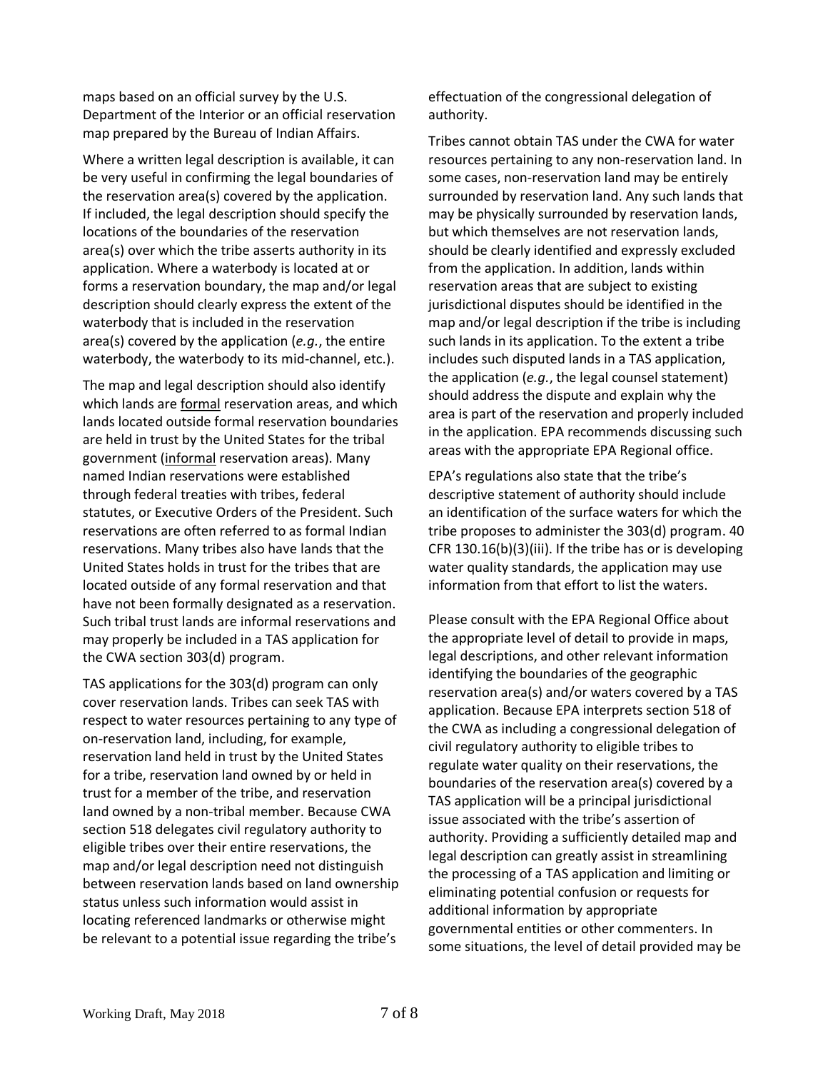maps based on an official survey by the U.S. Department of the Interior or an official reservation map prepared by the Bureau of Indian Affairs.

Where a written legal description is available, it can be very useful in confirming the legal boundaries of the reservation area(s) covered by the application. If included, the legal description should specify the locations of the boundaries of the reservation area(s) over which the tribe asserts authority in its application. Where a waterbody is located at or forms a reservation boundary, the map and/or legal description should clearly express the extent of the waterbody that is included in the reservation area(s) covered by the application (*e.g.*, the entire waterbody, the waterbody to its mid-channel, etc.).

The map and legal description should also identify which lands are formal reservation areas, and which lands located outside formal reservation boundaries are held in trust by the United States for the tribal government (informal reservation areas). Many named Indian reservations were established through federal treaties with tribes, federal statutes, or Executive Orders of the President. Such reservations are often referred to as formal Indian reservations. Many tribes also have lands that the United States holds in trust for the tribes that are located outside of any formal reservation and that have not been formally designated as a reservation. Such tribal trust lands are informal reservations and may properly be included in a TAS application for the CWA section 303(d) program.

TAS applications for the 303(d) program can only cover reservation lands. Tribes can seek TAS with respect to water resources pertaining to any type of on-reservation land, including, for example, reservation land held in trust by the United States for a tribe, reservation land owned by or held in trust for a member of the tribe, and reservation land owned by a non-tribal member. Because CWA section 518 delegates civil regulatory authority to eligible tribes over their entire reservations, the map and/or legal description need not distinguish between reservation lands based on land ownership status unless such information would assist in locating referenced landmarks or otherwise might be relevant to a potential issue regarding the tribe's effectuation of the congressional delegation of authority.

Tribes cannot obtain TAS under the CWA for water resources pertaining to any non-reservation land. In some cases, non-reservation land may be entirely surrounded by reservation land. Any such lands that may be physically surrounded by reservation lands, but which themselves are not reservation lands, should be clearly identified and expressly excluded from the application. In addition, lands within reservation areas that are subject to existing jurisdictional disputes should be identified in the map and/or legal description if the tribe is including such lands in its application. To the extent a tribe includes such disputed lands in a TAS application, the application (*e.g.*, the legal counsel statement) should address the dispute and explain why the area is part of the reservation and properly included in the application. EPA recommends discussing such areas with the appropriate EPA Regional office.

EPA's regulations also state that the tribe's descriptive statement of authority should include an identification of the surface waters for which the tribe proposes to administer the 303(d) program. 40 CFR 130.16(b)(3)(iii). If the tribe has or is developing water quality standards, the application may use information from that effort to list the waters.

Please consult with the EPA Regional Office about the appropriate level of detail to provide in maps, legal descriptions, and other relevant information identifying the boundaries of the geographic reservation area(s) and/or waters covered by a TAS application. Because EPA interprets section 518 of the CWA as including a congressional delegation of civil regulatory authority to eligible tribes to regulate water quality on their reservations, the boundaries of the reservation area(s) covered by a TAS application will be a principal jurisdictional issue associated with the tribe's assertion of authority. Providing a sufficiently detailed map and legal description can greatly assist in streamlining the processing of a TAS application and limiting or eliminating potential confusion or requests for additional information by appropriate governmental entities or other commenters. In some situations, the level of detail provided may be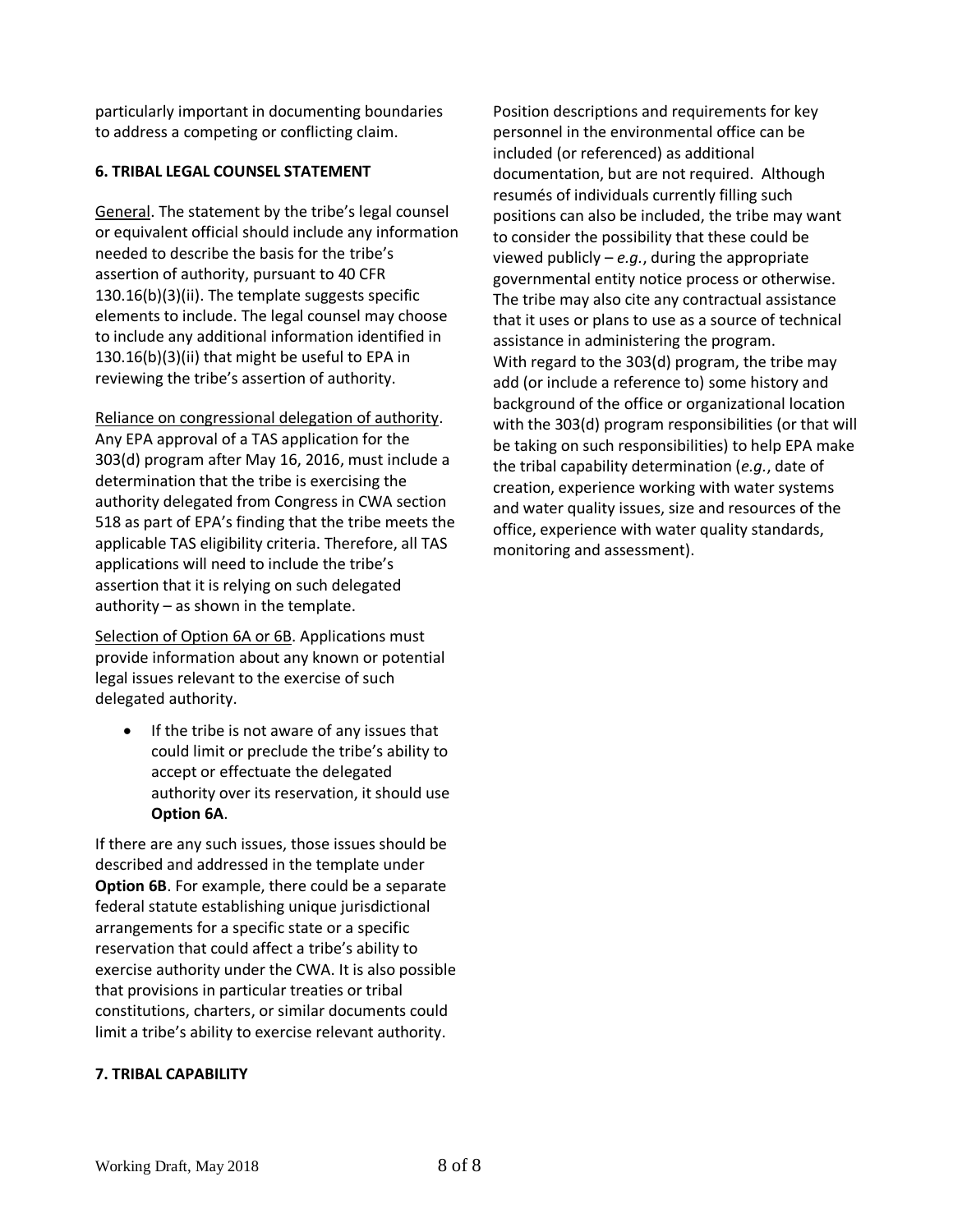particularly important in documenting boundaries to address a competing or conflicting claim.

**6. TRIBAL LEGAL COUNSEL STATEMENT**

General. The statement by the tribe's legal counsel or equivalent official should include any information needed to describe the basis for the tribe's assertion of authority, pursuant to 40 CFR 130.16(b)(3)(ii). The template suggests specific elements to include. The legal counsel may choose to include any additional information identified in 130.16(b)(3)(ii) that might be useful to EPA in reviewing the tribe's assertion of authority.

Reliance on congressional delegation of authority. Any EPA approval of a TAS application for the 303(d) program after May 16, 2016, must include a determination that the tribe is exercising the authority delegated from Congress in CWA section 518 as part of EPA's finding that the tribe meets the applicable TAS eligibility criteria. Therefore, all TAS applications will need to include the tribe's assertion that it is relying on such delegated authority – as shown in the template.

Selection of Option 6A or 6B. Applications must provide information about any known or potential legal issues relevant to the exercise of such delegated authority.

- If the tribe is not aware of any issues that could limit or preclude the tribe's ability to accept or effectuate the delegated authority over its reservation, it should use **Option 6A**.

If there are any such issues, those issues should be described and addressed in the template under **Option 6B**. For example, there could be a separate federal statute establishing unique jurisdictional arrangements for a specific state or a specific reservation that could affect a tribe's ability to exercise authority under the CWA. It is also possible that provisions in particular treaties or tribal constitutions, charters, or similar documents could limit a tribe's ability to exercise relevant authority.

**7. TRIBAL CAPABILITY**

Position descriptions and requirements for key personnel in the environmental office can be included (or referenced) as additional documentation, but are not required. Although resumés of individuals currently filling such positions can also be included, the tribe may want to consider the possibility that these could be viewed publicly – *e.g.*, during the appropriate governmental entity notice process or otherwise. The tribe may also cite any contractual assistance that it uses or plans to use as a source of technical assistance in administering the program.
With regard to the 303(d) program, the tribe may add (or include a reference to) some history and background of the office or organizational location with the 303(d) program responsibilities (or that will be taking on such responsibilities) to help EPA make the tribal capability determination (*e.g.*, date of creation, experience working with water systems and water quality issues, size and resources of the office, experience with water quality standards, monitoring and assessment).

Working Draft, May 2018